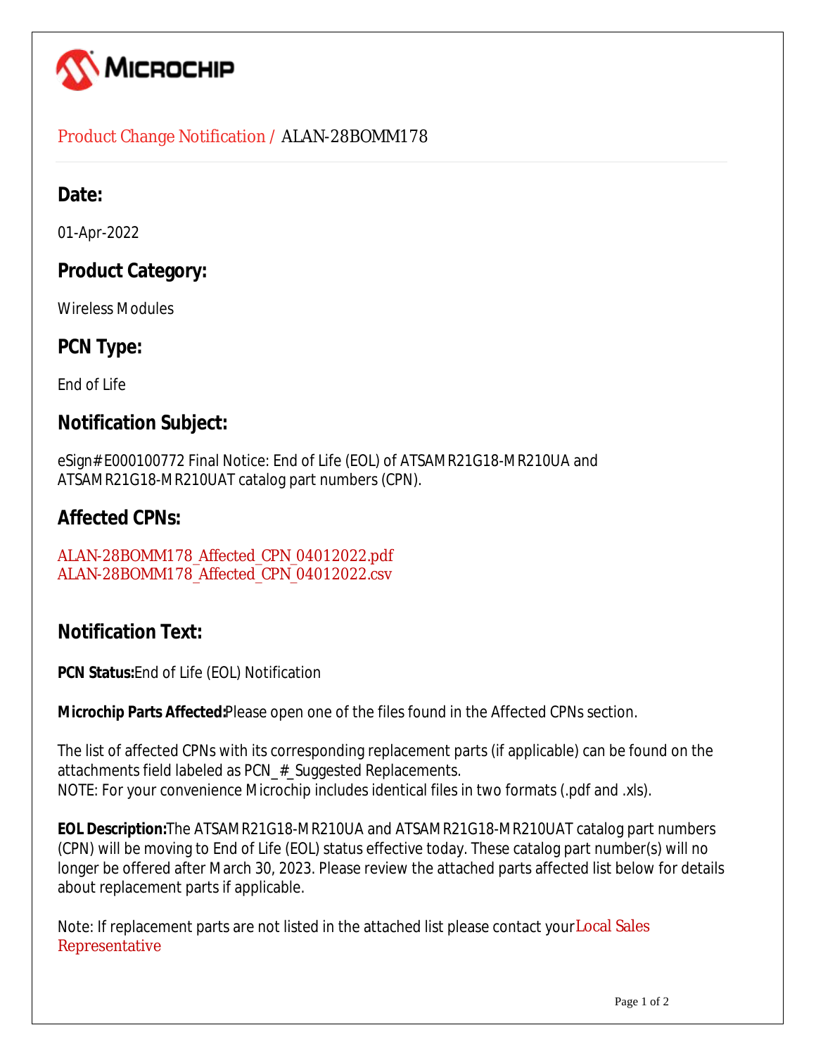Product Change Notification / ALAN-28BOMM178

## Date:

01-Apr-2022

## Product Category:

Wireless Modules

## PCN Type:

End of Life

## Notification Subject:

eSign#E000100772 Final Notice: End of Life (EOL) of ATSAMR21G18-MR210UA and ATSAMR21G18-MR210UAT catalog part numbers (CPN).

## Affected CPNs:

ALAN-28BOMM178_Affected_CPN_04012022.pdf
ALAN-28BOMM178_Affected_CPN_04012022.csv

## Notification Text:

**PCN Status:** End of Life (EOL) Notification

**Microchip Parts Affected:** Please open one of the files found in the Affected CPNs section.

The list of affected CPNs with its corresponding replacement parts (if applicable) can be found on the attachments field labeled as PCN_#_Suggested Replacements.
NOTE: For your convenience Microchip includes identical files in two formats (.pdf and .xls).

**EOL Description:** The ATSAMR21G18-MR210UA and ATSAMR21G18-MR210UAT catalog part numbers (CPN) will be moving to End of Life (EOL) status effective today. These catalog part number(s) will no longer be offered after March 30, 2023. Please review the attached parts affected list below for details about replacement parts if applicable.

Note: If replacement parts are not listed in the attached list please contact your Local Sales Representative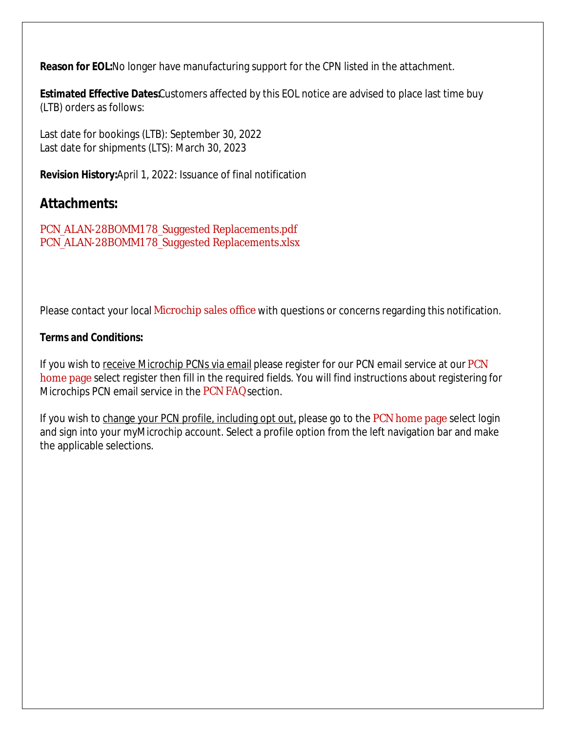**Reason for EOL:** No longer have manufacturing support for the CPN listed in the attachment.

**Estimated Effective Dates:** Customers affected by this EOL notice are advised to place last time buy (LTB) orders as follows:

Last date for bookings (LTB): September 30, 2022
Last date for shipments (LTS): March 30, 2023

**Revision History:** April 1, 2022: Issuance of final notification

## Attachments:

PCN_ALAN-28BOMM178_Suggested Replacements.pdf
PCN_ALAN-28BOMM178_Suggested Replacements.xlsx

Please contact your local Microchip sales office with questions or concerns regarding this notification.

**Terms and Conditions:**

If you wish to receive Microchip PCNs via email please register for our PCN email service at our PCN home page select register then fill in the required fields. You will find instructions about registering for Microchips PCN email service in the PCN FAQ section.

If you wish to change your PCN profile, including opt out, please go to the PCN home page select login and sign into your myMicrochip account. Select a profile option from the left navigation bar and make the applicable selections.